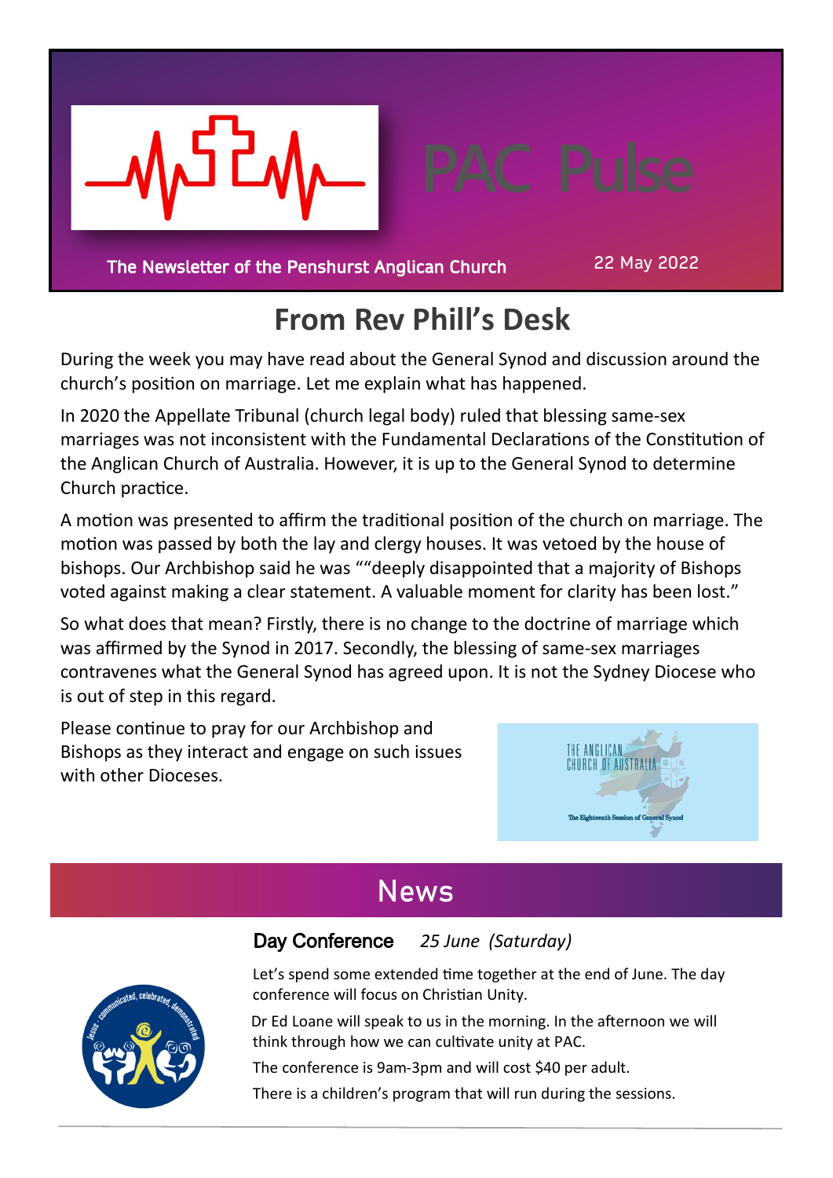# PAC Pulse

The Newsletter of the Penshurst Anglican Church

22 May 2022

## From Rev Phill's Desk

During the week you may have read about the General Synod and discussion around the church's position on marriage. Let me explain what has happened.

In 2020 the Appellate Tribunal (church legal body) ruled that blessing same-sex marriages was not inconsistent with the Fundamental Declarations of the Constitution of the Anglican Church of Australia. However, it is up to the General Synod to determine Church practice.

A motion was presented to affirm the traditional position of the church on marriage. The motion was passed by both the lay and clergy houses. It was vetoed by the house of bishops. Our Archbishop said he was ""deeply disappointed that a majority of Bishops voted against making a clear statement. A valuable moment for clarity has been lost."

So what does that mean? Firstly, there is no change to the doctrine of marriage which was affirmed by the Synod in 2017. Secondly, the blessing of same-sex marriages contravenes what the General Synod has agreed upon. It is not the Sydney Diocese who is out of step in this regard.

Please continue to pray for our Archbishop and Bishops as they interact and engage on such issues with other Dioceses.

## News

### Day Conference *25 June (Saturday)*

Let's spend some extended time together at the end of June. The day conference will focus on Christian Unity.

Dr Ed Loane will speak to us in the morning. In the afternoon we will think through how we can cultivate unity at PAC.

The conference is 9am-3pm and will cost $40 per adult.

There is a children's program that will run during the sessions.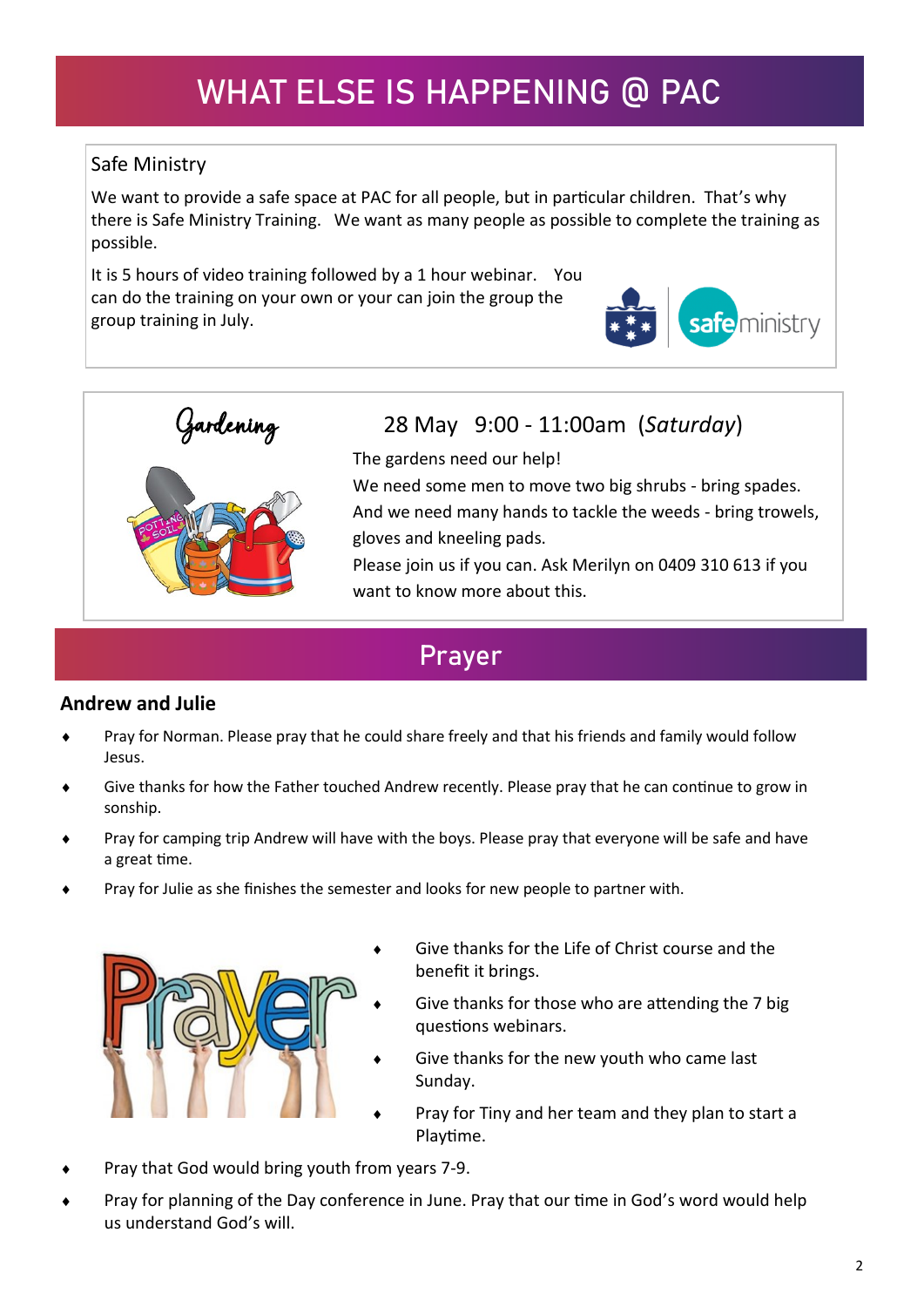# WHAT ELSE IS HAPPENING @ PAC

## Safe Ministry

We want to provide a safe space at PAC for all people, but in particular children. That's why there is Safe Ministry Training. We want as many people as possible to complete the training as possible.

It is 5 hours of video training followed by a 1 hour webinar. You can do the training on your own or your can join the group the group training in July.

## Gardening

28 May 9:00 - 11:00am (*Saturday*)

The gardens need our help!

We need some men to move two big shrubs - bring spades.

And we need many hands to tackle the weeds - bring trowels, gloves and kneeling pads.

Please join us if you can. Ask Merilyn on 0409 310 613 if you want to know more about this.

# Prayer

**Andrew and Julie**

- Pray for Norman. Please pray that he could share freely and that his friends and family would follow Jesus.
- Give thanks for how the Father touched Andrew recently. Please pray that he can continue to grow in sonship.
- Pray for camping trip Andrew will have with the boys. Please pray that everyone will be safe and have a great time.
- Pray for Julie as she finishes the semester and looks for new people to partner with.

- Give thanks for the Life of Christ course and the benefit it brings.
- Give thanks for those who are attending the 7 big questions webinars.
- Give thanks for the new youth who came last Sunday.
- Pray for Tiny and her team and they plan to start a Playtime.
- Pray that God would bring youth from years 7-9.
- Pray for planning of the Day conference in June. Pray that our time in God's word would help us understand God's will.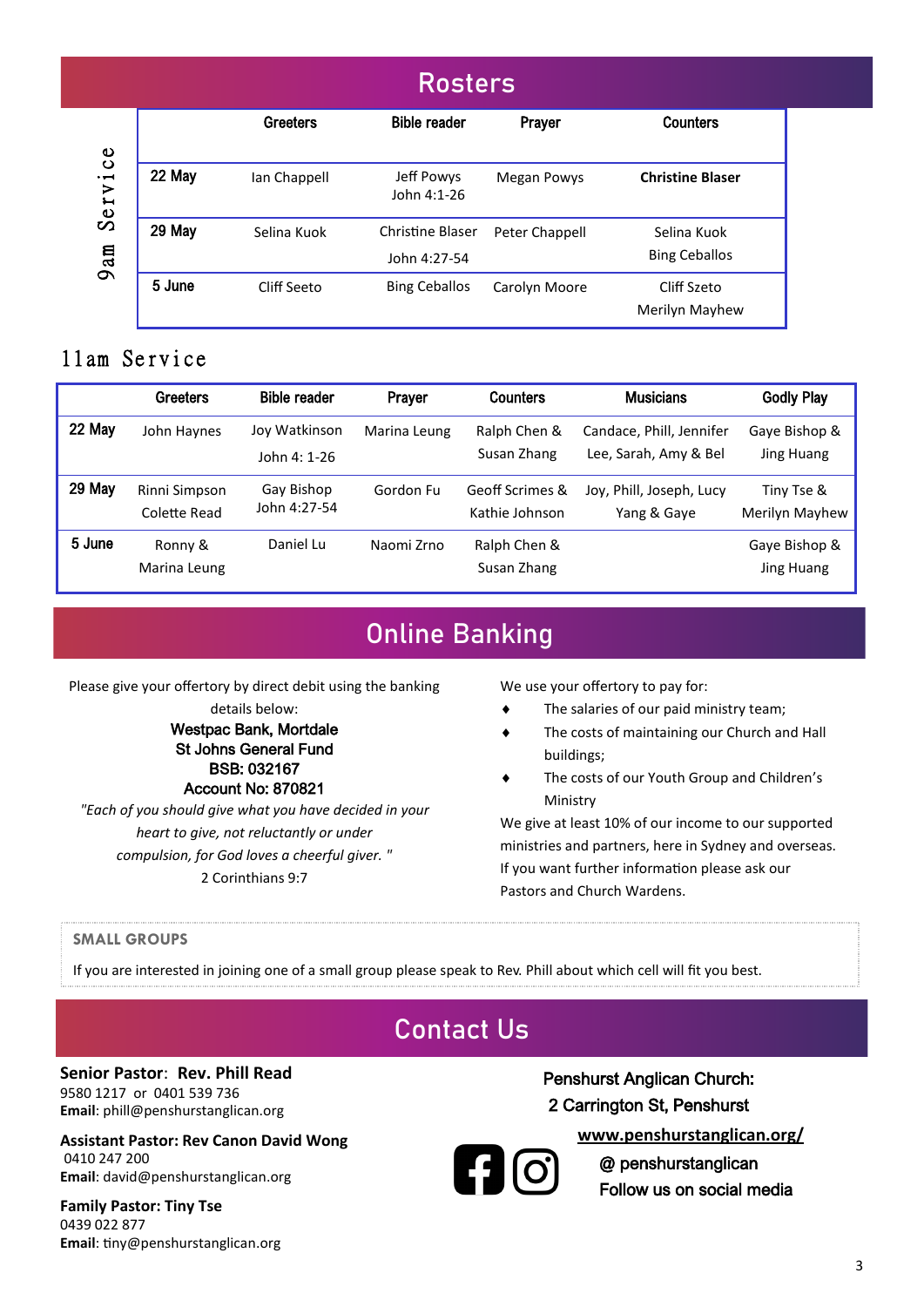# Rosters

## 9am Service

| | Greeters | Bible reader | Prayer | Counters |
|---|---|---|---|---|
| **22 May** | Ian Chappell | Jeff Powys John 4:1-26 | Megan Powys | **Christine Blaser** |
| **29 May** | Selina Kuok | Christine Blaser John 4:27-54 | Peter Chappell | Selina Kuok Bing Ceballos |
| **5 June** | Cliff Seeto | Bing Ceballos | Carolyn Moore | Cliff Szeto Merilyn Mayhew |

## 11am Service

| | Greeters | Bible reader | Prayer | Counters | Musicians | Godly Play |
|---|---|---|---|---|---|---|
| **22 May** | John Haynes | Joy Watkinson John 4: 1-26 | Marina Leung | Ralph Chen & Susan Zhang | Candace, Phill, Jennifer Lee, Sarah, Amy & Bel | Gaye Bishop & Jing Huang |
| **29 May** | Rinni Simpson Colette Read | Gay Bishop John 4:27-54 | Gordon Fu | Geoff Scrimes & Kathie Johnson | Joy, Phill, Joseph, Lucy Yang & Gaye | Tiny Tse & Merilyn Mayhew |
| **5 June** | Ronny & Marina Leung | Daniel Lu | Naomi Zrno | Ralph Chen & Susan Zhang | | Gaye Bishop & Jing Huang |

# Online Banking

Please give your offertory by direct debit using the banking details below:

**Westpac Bank, Mortdale**
**St Johns General Fund**
**BSB: 032167**
**Account No: 870821**

*"Each of you should give what you have decided in your heart to give, not reluctantly or under compulsion, for God loves a cheerful giver. "*
2 Corinthians 9:7

We use your offertory to pay for:

- The salaries of our paid ministry team;
- The costs of maintaining our Church and Hall buildings;
- The costs of our Youth Group and Children's Ministry

We give at least 10% of our income to our supported ministries and partners, here in Sydney and overseas. If you want further information please ask our Pastors and Church Wardens.

**SMALL GROUPS**

If you are interested in joining one of a small group please speak to Rev. Phill about which cell will fit you best.

# Contact Us

**Senior Pastor**: **Rev. Phill Read**
9580 1217 or 0401 539 736
**Email**: phill@penshurstanglican.org

**Assistant Pastor: Rev Canon David Wong**
0410 247 200
**Email**: david@penshurstanglican.org

**Family Pastor: Tiny Tse**
0439 022 877
**Email**: tiny@penshurstanglican.org

**Penshurst Anglican Church:**
**2 Carrington St, Penshurst**

**www.penshurstanglican.org/**

**@ penshurstanglican**
**Follow us on social media**